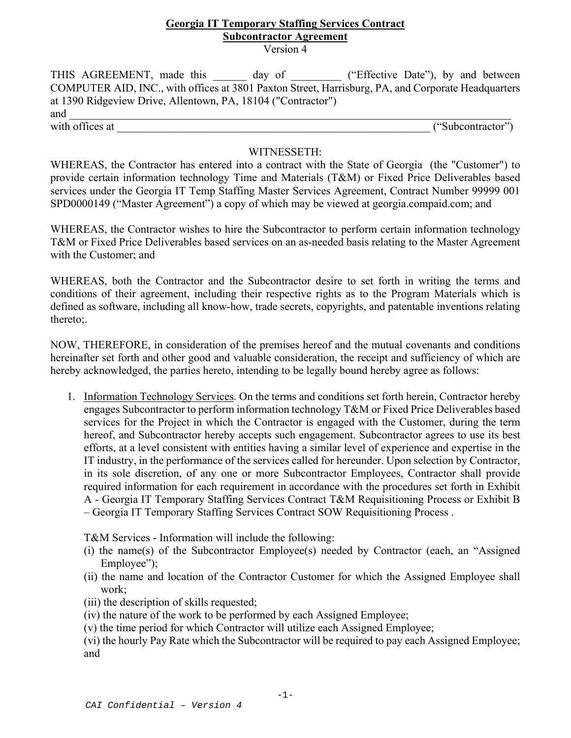**Georgia IT Temporary Staffing Services Contract**
**Subcontractor Agreement**
Version 4

THIS AGREEMENT, made this ______ day of _________ ("Effective Date"), by and between COMPUTER AID, INC., with offices at 3801 Paxton Street, Harrisburg, PA, and Corporate Headquarters at 1390 Ridgeview Drive, Allentown, PA, 18104 ("Contractor")
and ___________________________________________________________________________
with offices at _________________________________________________________ ("Subcontractor")

WITNESSETH:

WHEREAS, the Contractor has entered into a contract with the State of Georgia (the "Customer") to provide certain information technology Time and Materials (T&M) or Fixed Price Deliverables based services under the Georgia IT Temp Staffing Master Services Agreement, Contract Number 99999 001 SPD0000149 ("Master Agreement") a copy of which may be viewed at georgia.compaid.com; and

WHEREAS, the Contractor wishes to hire the Subcontractor to perform certain information technology T&M or Fixed Price Deliverables based services on an as-needed basis relating to the Master Agreement with the Customer; and

WHEREAS, both the Contractor and the Subcontractor desire to set forth in writing the terms and conditions of their agreement, including their respective rights as to the Program Materials which is defined as software, including all know-how, trade secrets, copyrights, and patentable inventions relating thereto;.

NOW, THEREFORE, in consideration of the premises hereof and the mutual covenants and conditions hereinafter set forth and other good and valuable consideration, the receipt and sufficiency of which are hereby acknowledged, the parties hereto, intending to be legally bound hereby agree as follows:

1. Information Technology Services. On the terms and conditions set forth herein, Contractor hereby engages Subcontractor to perform information technology T&M or Fixed Price Deliverables based services for the Project in which the Contractor is engaged with the Customer, during the term hereof, and Subcontractor hereby accepts such engagement. Subcontractor agrees to use its best efforts, at a level consistent with entities having a similar level of experience and expertise in the IT industry, in the performance of the services called for hereunder. Upon selection by Contractor, in its sole discretion, of any one or more Subcontractor Employees, Contractor shall provide required information for each requirement in accordance with the procedures set forth in Exhibit A - Georgia IT Temporary Staffing Services Contract T&M Requisitioning Process or Exhibit B – Georgia IT Temporary Staffing Services Contract SOW Requisitioning Process .

   T&M Services - Information will include the following:

   (i) the name(s) of the Subcontractor Employee(s) needed by Contractor (each, an "Assigned Employee");
   (ii) the name and location of the Contractor Customer for which the Assigned Employee shall work;
   (iii) the description of skills requested;
   (iv) the nature of the work to be performed by each Assigned Employee;
   (v) the time period for which Contractor will utilize each Assigned Employee;
   (vi) the hourly Pay Rate which the Subcontractor will be required to pay each Assigned Employee; and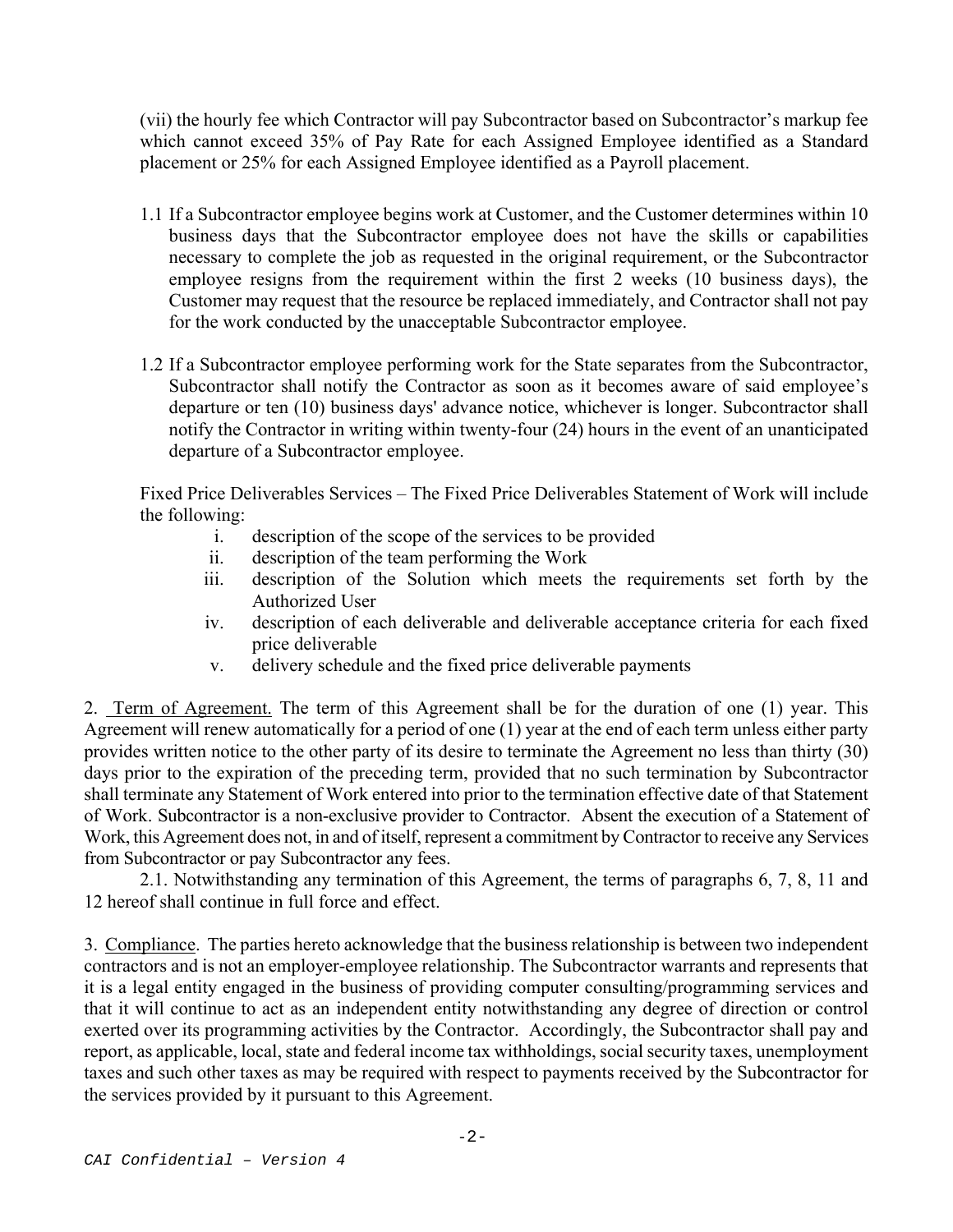(vii) the hourly fee which Contractor will pay Subcontractor based on Subcontractor's markup fee which cannot exceed 35% of Pay Rate for each Assigned Employee identified as a Standard placement or 25% for each Assigned Employee identified as a Payroll placement.

1.1 If a Subcontractor employee begins work at Customer, and the Customer determines within 10 business days that the Subcontractor employee does not have the skills or capabilities necessary to complete the job as requested in the original requirement, or the Subcontractor employee resigns from the requirement within the first 2 weeks (10 business days), the Customer may request that the resource be replaced immediately, and Contractor shall not pay for the work conducted by the unacceptable Subcontractor employee.

1.2 If a Subcontractor employee performing work for the State separates from the Subcontractor, Subcontractor shall notify the Contractor as soon as it becomes aware of said employee's departure or ten (10) business days' advance notice, whichever is longer. Subcontractor shall notify the Contractor in writing within twenty-four (24) hours in the event of an unanticipated departure of a Subcontractor employee.

Fixed Price Deliverables Services – The Fixed Price Deliverables Statement of Work will include the following:

i. description of the scope of the services to be provided
ii. description of the team performing the Work
iii. description of the Solution which meets the requirements set forth by the Authorized User
iv. description of each deliverable and deliverable acceptance criteria for each fixed price deliverable
v. delivery schedule and the fixed price deliverable payments

2. Term of Agreement. The term of this Agreement shall be for the duration of one (1) year. This Agreement will renew automatically for a period of one (1) year at the end of each term unless either party provides written notice to the other party of its desire to terminate the Agreement no less than thirty (30) days prior to the expiration of the preceding term, provided that no such termination by Subcontractor shall terminate any Statement of Work entered into prior to the termination effective date of that Statement of Work. Subcontractor is a non-exclusive provider to Contractor. Absent the execution of a Statement of Work, this Agreement does not, in and of itself, represent a commitment by Contractor to receive any Services from Subcontractor or pay Subcontractor any fees.

2.1. Notwithstanding any termination of this Agreement, the terms of paragraphs 6, 7, 8, 11 and 12 hereof shall continue in full force and effect.

3. Compliance. The parties hereto acknowledge that the business relationship is between two independent contractors and is not an employer-employee relationship. The Subcontractor warrants and represents that it is a legal entity engaged in the business of providing computer consulting/programming services and that it will continue to act as an independent entity notwithstanding any degree of direction or control exerted over its programming activities by the Contractor. Accordingly, the Subcontractor shall pay and report, as applicable, local, state and federal income tax withholdings, social security taxes, unemployment taxes and such other taxes as may be required with respect to payments received by the Subcontractor for the services provided by it pursuant to this Agreement.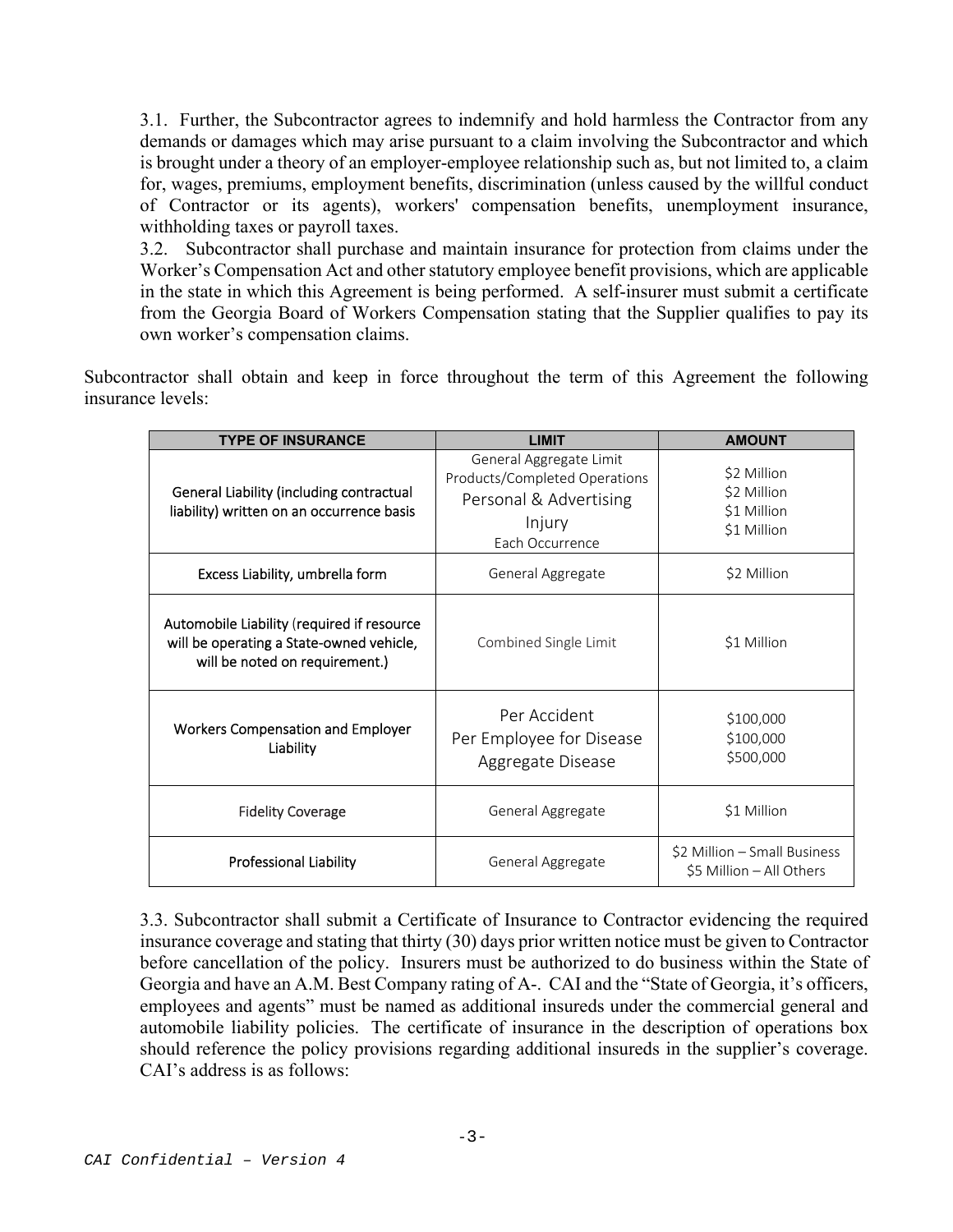3.1. Further, the Subcontractor agrees to indemnify and hold harmless the Contractor from any demands or damages which may arise pursuant to a claim involving the Subcontractor and which is brought under a theory of an employer-employee relationship such as, but not limited to, a claim for, wages, premiums, employment benefits, discrimination (unless caused by the willful conduct of Contractor or its agents), workers' compensation benefits, unemployment insurance, withholding taxes or payroll taxes.

3.2. Subcontractor shall purchase and maintain insurance for protection from claims under the Worker's Compensation Act and other statutory employee benefit provisions, which are applicable in the state in which this Agreement is being performed. A self-insurer must submit a certificate from the Georgia Board of Workers Compensation stating that the Supplier qualifies to pay its own worker's compensation claims.

Subcontractor shall obtain and keep in force throughout the term of this Agreement the following insurance levels:

| TYPE OF INSURANCE | LIMIT | AMOUNT |
|---|---|---|
| General Liability (including contractual liability) written on an occurrence basis | General Aggregate Limit<br>Products/Completed Operations<br>Personal & Advertising Injury<br>Each Occurrence | \$2 Million<br>\$2 Million<br>\$1 Million<br>\$1 Million |
| Excess Liability, umbrella form | General Aggregate | \$2 Million |
| Automobile Liability (required if resource will be operating a State-owned vehicle, will be noted on requirement.) | Combined Single Limit | \$1 Million |
| Workers Compensation and Employer Liability | Per Accident<br>Per Employee for Disease<br>Aggregate Disease | \$100,000<br>\$100,000<br>\$500,000 |
| Fidelity Coverage | General Aggregate | \$1 Million |
| Professional Liability | General Aggregate | \$2 Million – Small Business<br>\$5 Million – All Others |

3.3. Subcontractor shall submit a Certificate of Insurance to Contractor evidencing the required insurance coverage and stating that thirty (30) days prior written notice must be given to Contractor before cancellation of the policy. Insurers must be authorized to do business within the State of Georgia and have an A.M. Best Company rating of A-. CAI and the "State of Georgia, it's officers, employees and agents" must be named as additional insureds under the commercial general and automobile liability policies. The certificate of insurance in the description of operations box should reference the policy provisions regarding additional insureds in the supplier's coverage. CAI's address is as follows: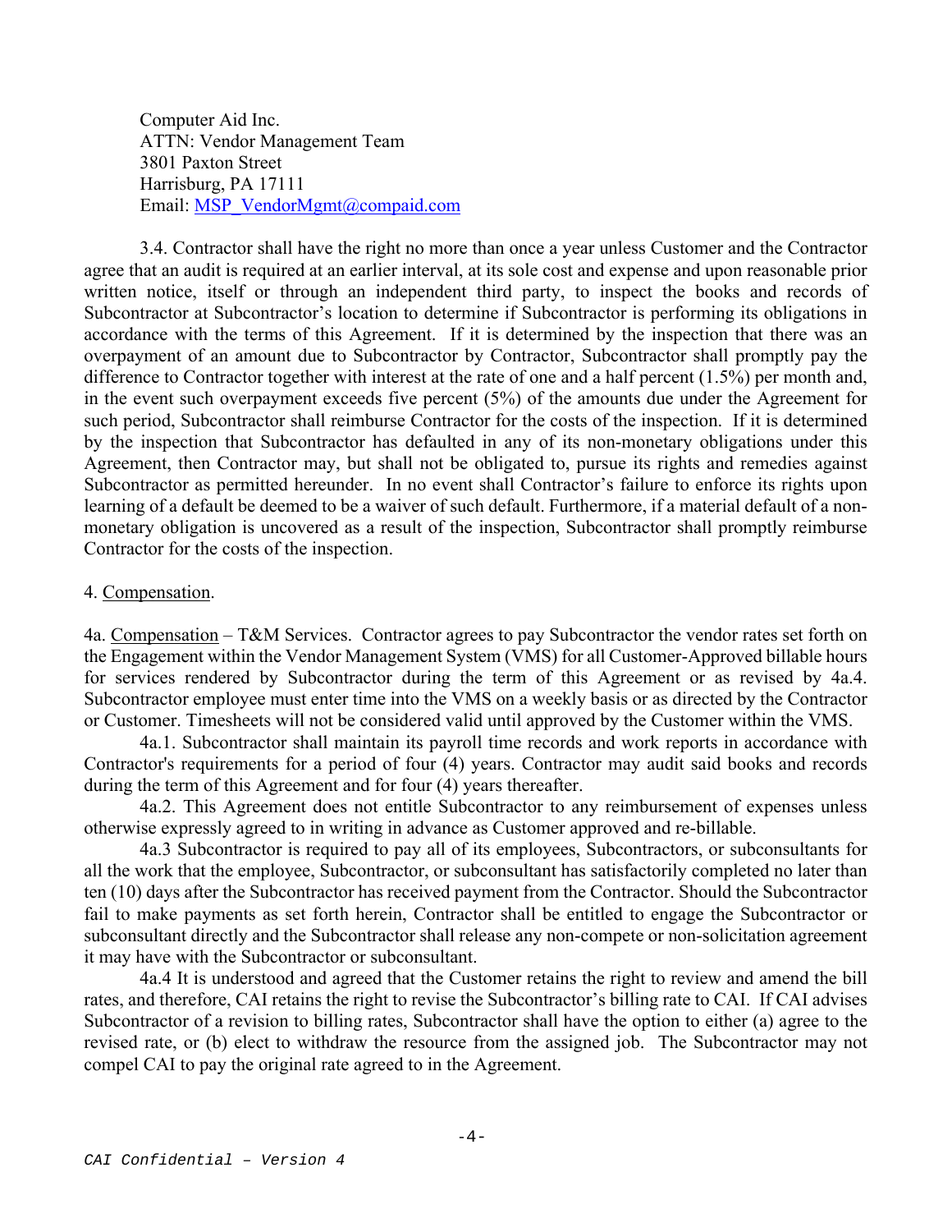Computer Aid Inc.
ATTN: Vendor Management Team
3801 Paxton Street
Harrisburg, PA 17111
Email: [MSP_VendorMgmt@compaid.com](mailto:MSP_VendorMgmt@compaid.com)

3.4. Contractor shall have the right no more than once a year unless Customer and the Contractor agree that an audit is required at an earlier interval, at its sole cost and expense and upon reasonable prior written notice, itself or through an independent third party, to inspect the books and records of Subcontractor at Subcontractor's location to determine if Subcontractor is performing its obligations in accordance with the terms of this Agreement. If it is determined by the inspection that there was an overpayment of an amount due to Subcontractor by Contractor, Subcontractor shall promptly pay the difference to Contractor together with interest at the rate of one and a half percent (1.5%) per month and, in the event such overpayment exceeds five percent (5%) of the amounts due under the Agreement for such period, Subcontractor shall reimburse Contractor for the costs of the inspection. If it is determined by the inspection that Subcontractor has defaulted in any of its non-monetary obligations under this Agreement, then Contractor may, but shall not be obligated to, pursue its rights and remedies against Subcontractor as permitted hereunder. In no event shall Contractor's failure to enforce its rights upon learning of a default be deemed to be a waiver of such default. Furthermore, if a material default of a non-monetary obligation is uncovered as a result of the inspection, Subcontractor shall promptly reimburse Contractor for the costs of the inspection.

4. <u>Compensation</u>.

4a. <u>Compensation</u> – T&M Services. Contractor agrees to pay Subcontractor the vendor rates set forth on the Engagement within the Vendor Management System (VMS) for all Customer-Approved billable hours for services rendered by Subcontractor during the term of this Agreement or as revised by 4a.4. Subcontractor employee must enter time into the VMS on a weekly basis or as directed by the Contractor or Customer. Timesheets will not be considered valid until approved by the Customer within the VMS.

4a.1. Subcontractor shall maintain its payroll time records and work reports in accordance with Contractor's requirements for a period of four (4) years. Contractor may audit said books and records during the term of this Agreement and for four (4) years thereafter.

4a.2. This Agreement does not entitle Subcontractor to any reimbursement of expenses unless otherwise expressly agreed to in writing in advance as Customer approved and re-billable.

4a.3 Subcontractor is required to pay all of its employees, Subcontractors, or subconsultants for all the work that the employee, Subcontractor, or subconsultant has satisfactorily completed no later than ten (10) days after the Subcontractor has received payment from the Contractor. Should the Subcontractor fail to make payments as set forth herein, Contractor shall be entitled to engage the Subcontractor or subconsultant directly and the Subcontractor shall release any non-compete or non-solicitation agreement it may have with the Subcontractor or subconsultant.

4a.4 It is understood and agreed that the Customer retains the right to review and amend the bill rates, and therefore, CAI retains the right to revise the Subcontractor's billing rate to CAI. If CAI advises Subcontractor of a revision to billing rates, Subcontractor shall have the option to either (a) agree to the revised rate, or (b) elect to withdraw the resource from the assigned job. The Subcontractor may not compel CAI to pay the original rate agreed to in the Agreement.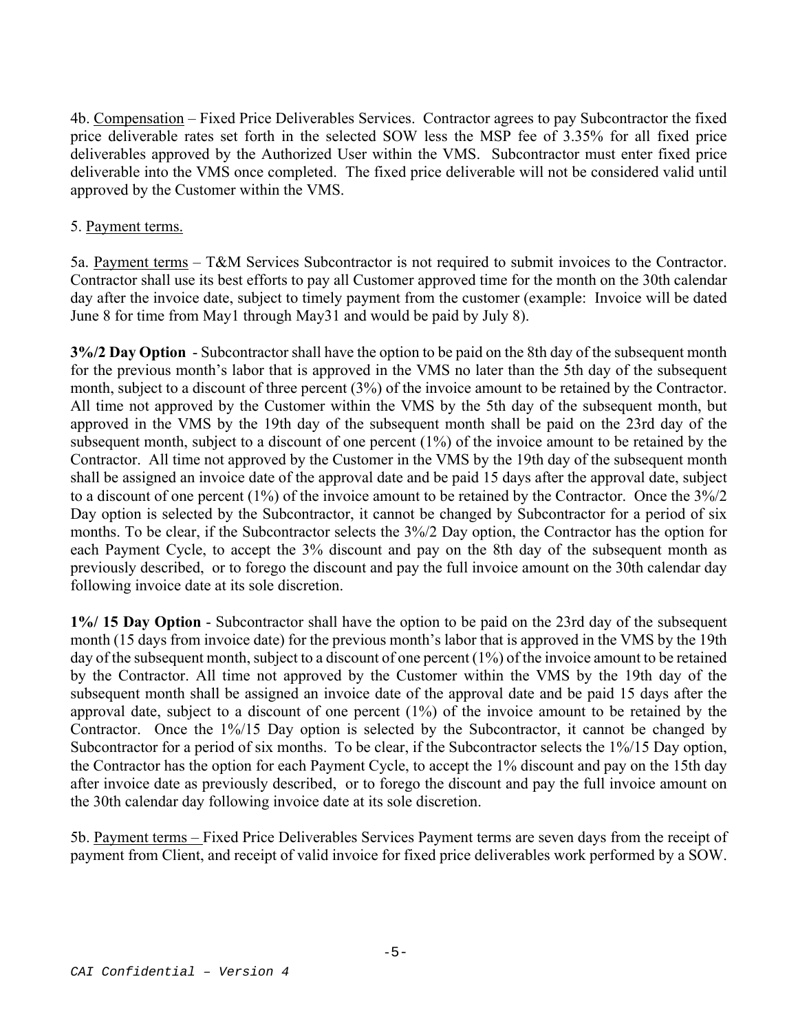4b. Compensation – Fixed Price Deliverables Services. Contractor agrees to pay Subcontractor the fixed price deliverable rates set forth in the selected SOW less the MSP fee of 3.35% for all fixed price deliverables approved by the Authorized User within the VMS. Subcontractor must enter fixed price deliverable into the VMS once completed. The fixed price deliverable will not be considered valid until approved by the Customer within the VMS.

5. Payment terms.

5a. Payment terms – T&M Services Subcontractor is not required to submit invoices to the Contractor. Contractor shall use its best efforts to pay all Customer approved time for the month on the 30th calendar day after the invoice date, subject to timely payment from the customer (example: Invoice will be dated June 8 for time from May1 through May31 and would be paid by July 8).

**3%/2 Day Option** - Subcontractor shall have the option to be paid on the 8th day of the subsequent month for the previous month's labor that is approved in the VMS no later than the 5th day of the subsequent month, subject to a discount of three percent (3%) of the invoice amount to be retained by the Contractor. All time not approved by the Customer within the VMS by the 5th day of the subsequent month, but approved in the VMS by the 19th day of the subsequent month shall be paid on the 23rd day of the subsequent month, subject to a discount of one percent (1%) of the invoice amount to be retained by the Contractor. All time not approved by the Customer in the VMS by the 19th day of the subsequent month shall be assigned an invoice date of the approval date and be paid 15 days after the approval date, subject to a discount of one percent (1%) of the invoice amount to be retained by the Contractor. Once the 3%/2 Day option is selected by the Subcontractor, it cannot be changed by Subcontractor for a period of six months. To be clear, if the Subcontractor selects the 3%/2 Day option, the Contractor has the option for each Payment Cycle, to accept the 3% discount and pay on the 8th day of the subsequent month as previously described, or to forego the discount and pay the full invoice amount on the 30th calendar day following invoice date at its sole discretion.

**1%/ 15 Day Option** - Subcontractor shall have the option to be paid on the 23rd day of the subsequent month (15 days from invoice date) for the previous month's labor that is approved in the VMS by the 19th day of the subsequent month, subject to a discount of one percent (1%) of the invoice amount to be retained by the Contractor. All time not approved by the Customer within the VMS by the 19th day of the subsequent month shall be assigned an invoice date of the approval date and be paid 15 days after the approval date, subject to a discount of one percent (1%) of the invoice amount to be retained by the Contractor. Once the 1%/15 Day option is selected by the Subcontractor, it cannot be changed by Subcontractor for a period of six months. To be clear, if the Subcontractor selects the 1%/15 Day option, the Contractor has the option for each Payment Cycle, to accept the 1% discount and pay on the 15th day after invoice date as previously described, or to forego the discount and pay the full invoice amount on the 30th calendar day following invoice date at its sole discretion.

5b. Payment terms – Fixed Price Deliverables Services Payment terms are seven days from the receipt of payment from Client, and receipt of valid invoice for fixed price deliverables work performed by a SOW.

*CAI Confidential – Version 4*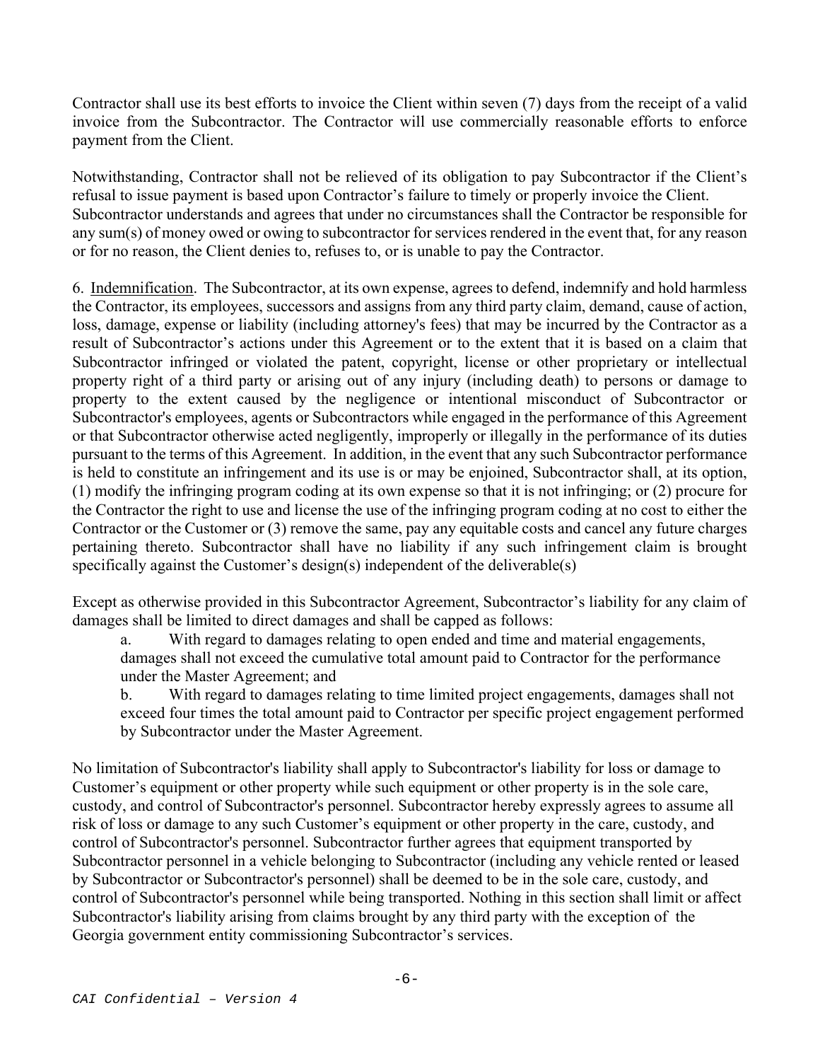Contractor shall use its best efforts to invoice the Client within seven (7) days from the receipt of a valid invoice from the Subcontractor. The Contractor will use commercially reasonable efforts to enforce payment from the Client.

Notwithstanding, Contractor shall not be relieved of its obligation to pay Subcontractor if the Client's refusal to issue payment is based upon Contractor's failure to timely or properly invoice the Client. Subcontractor understands and agrees that under no circumstances shall the Contractor be responsible for any sum(s) of money owed or owing to subcontractor for services rendered in the event that, for any reason or for no reason, the Client denies to, refuses to, or is unable to pay the Contractor.

6. <u>Indemnification</u>. The Subcontractor, at its own expense, agrees to defend, indemnify and hold harmless the Contractor, its employees, successors and assigns from any third party claim, demand, cause of action, loss, damage, expense or liability (including attorney's fees) that may be incurred by the Contractor as a result of Subcontractor's actions under this Agreement or to the extent that it is based on a claim that Subcontractor infringed or violated the patent, copyright, license or other proprietary or intellectual property right of a third party or arising out of any injury (including death) to persons or damage to property to the extent caused by the negligence or intentional misconduct of Subcontractor or Subcontractor's employees, agents or Subcontractors while engaged in the performance of this Agreement or that Subcontractor otherwise acted negligently, improperly or illegally in the performance of its duties pursuant to the terms of this Agreement. In addition, in the event that any such Subcontractor performance is held to constitute an infringement and its use is or may be enjoined, Subcontractor shall, at its option, (1) modify the infringing program coding at its own expense so that it is not infringing; or (2) procure for the Contractor the right to use and license the use of the infringing program coding at no cost to either the Contractor or the Customer or (3) remove the same, pay any equitable costs and cancel any future charges pertaining thereto. Subcontractor shall have no liability if any such infringement claim is brought specifically against the Customer's design(s) independent of the deliverable(s)

Except as otherwise provided in this Subcontractor Agreement, Subcontractor's liability for any claim of damages shall be limited to direct damages and shall be capped as follows:

a. With regard to damages relating to open ended and time and material engagements, damages shall not exceed the cumulative total amount paid to Contractor for the performance under the Master Agreement; and

b. With regard to damages relating to time limited project engagements, damages shall not exceed four times the total amount paid to Contractor per specific project engagement performed by Subcontractor under the Master Agreement.

No limitation of Subcontractor's liability shall apply to Subcontractor's liability for loss or damage to Customer's equipment or other property while such equipment or other property is in the sole care, custody, and control of Subcontractor's personnel. Subcontractor hereby expressly agrees to assume all risk of loss or damage to any such Customer's equipment or other property in the care, custody, and control of Subcontractor's personnel. Subcontractor further agrees that equipment transported by Subcontractor personnel in a vehicle belonging to Subcontractor (including any vehicle rented or leased by Subcontractor or Subcontractor's personnel) shall be deemed to be in the sole care, custody, and control of Subcontractor's personnel while being transported. Nothing in this section shall limit or affect Subcontractor's liability arising from claims brought by any third party with the exception of the Georgia government entity commissioning Subcontractor's services.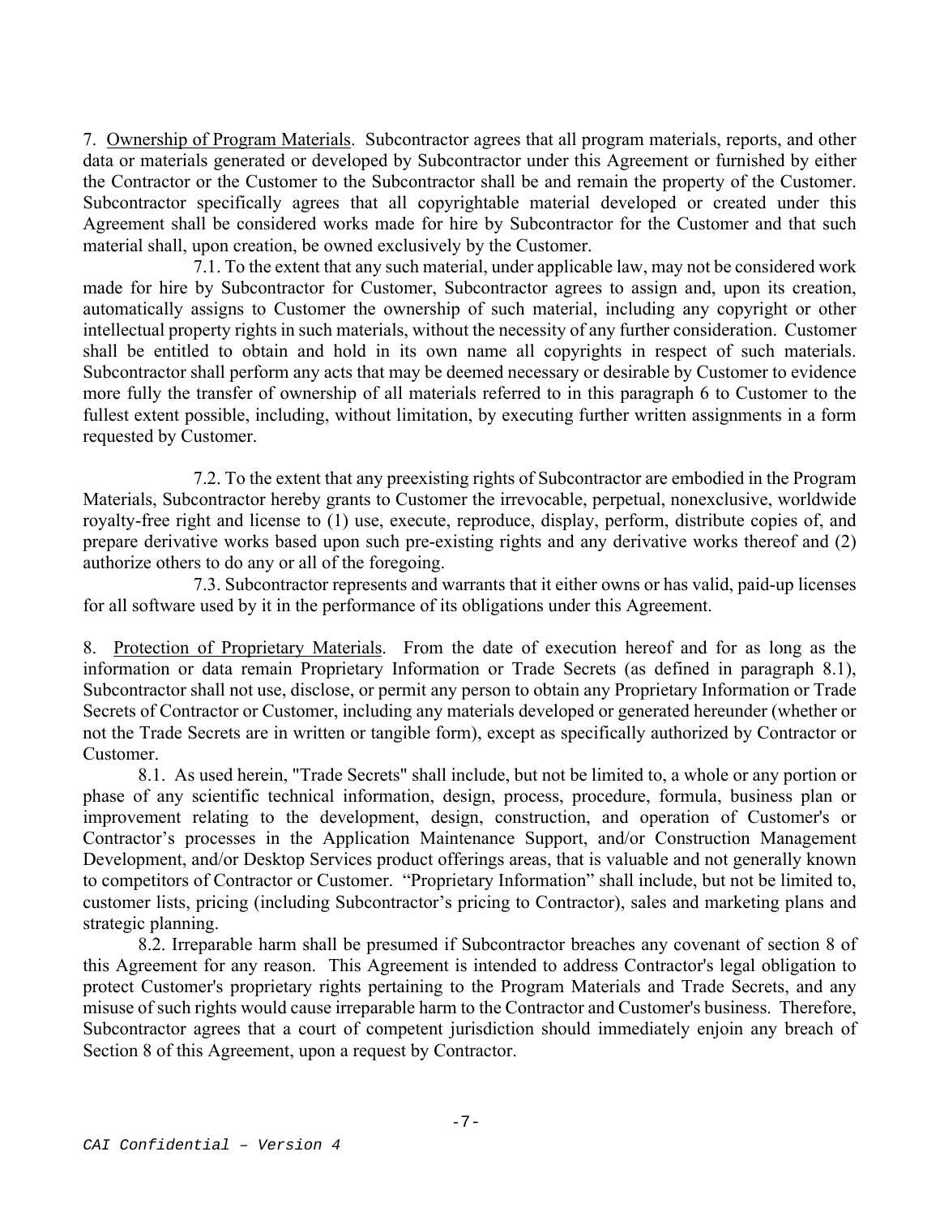7. <u>Ownership of Program Materials</u>. Subcontractor agrees that all program materials, reports, and other data or materials generated or developed by Subcontractor under this Agreement or furnished by either the Contractor or the Customer to the Subcontractor shall be and remain the property of the Customer. Subcontractor specifically agrees that all copyrightable material developed or created under this Agreement shall be considered works made for hire by Subcontractor for the Customer and that such material shall, upon creation, be owned exclusively by the Customer.

7.1. To the extent that any such material, under applicable law, may not be considered work made for hire by Subcontractor for Customer, Subcontractor agrees to assign and, upon its creation, automatically assigns to Customer the ownership of such material, including any copyright or other intellectual property rights in such materials, without the necessity of any further consideration. Customer shall be entitled to obtain and hold in its own name all copyrights in respect of such materials. Subcontractor shall perform any acts that may be deemed necessary or desirable by Customer to evidence more fully the transfer of ownership of all materials referred to in this paragraph 6 to Customer to the fullest extent possible, including, without limitation, by executing further written assignments in a form requested by Customer.

7.2. To the extent that any preexisting rights of Subcontractor are embodied in the Program Materials, Subcontractor hereby grants to Customer the irrevocable, perpetual, nonexclusive, worldwide royalty-free right and license to (1) use, execute, reproduce, display, perform, distribute copies of, and prepare derivative works based upon such pre-existing rights and any derivative works thereof and (2) authorize others to do any or all of the foregoing.

7.3. Subcontractor represents and warrants that it either owns or has valid, paid-up licenses for all software used by it in the performance of its obligations under this Agreement.

8. <u>Protection of Proprietary Materials</u>. From the date of execution hereof and for as long as the information or data remain Proprietary Information or Trade Secrets (as defined in paragraph 8.1), Subcontractor shall not use, disclose, or permit any person to obtain any Proprietary Information or Trade Secrets of Contractor or Customer, including any materials developed or generated hereunder (whether or not the Trade Secrets are in written or tangible form), except as specifically authorized by Contractor or Customer.

8.1. As used herein, "Trade Secrets" shall include, but not be limited to, a whole or any portion or phase of any scientific technical information, design, process, procedure, formula, business plan or improvement relating to the development, design, construction, and operation of Customer's or Contractor's processes in the Application Maintenance Support, and/or Construction Management Development, and/or Desktop Services product offerings areas, that is valuable and not generally known to competitors of Contractor or Customer. "Proprietary Information" shall include, but not be limited to, customer lists, pricing (including Subcontractor's pricing to Contractor), sales and marketing plans and strategic planning.

8.2. Irreparable harm shall be presumed if Subcontractor breaches any covenant of section 8 of this Agreement for any reason. This Agreement is intended to address Contractor's legal obligation to protect Customer's proprietary rights pertaining to the Program Materials and Trade Secrets, and any misuse of such rights would cause irreparable harm to the Contractor and Customer's business. Therefore, Subcontractor agrees that a court of competent jurisdiction should immediately enjoin any breach of Section 8 of this Agreement, upon a request by Contractor.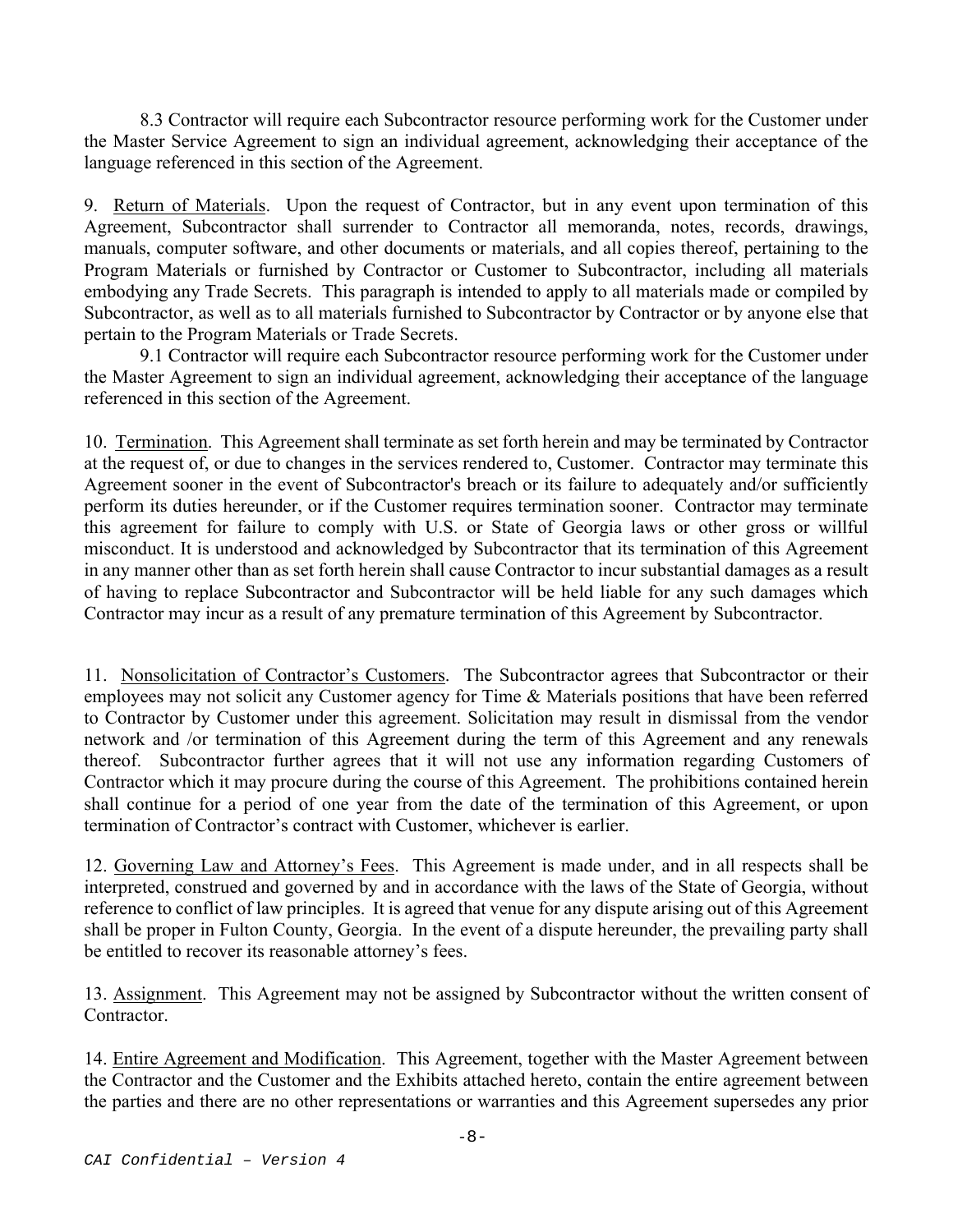8.3 Contractor will require each Subcontractor resource performing work for the Customer under the Master Service Agreement to sign an individual agreement, acknowledging their acceptance of the language referenced in this section of the Agreement.

9. <u>Return of Materials</u>. Upon the request of Contractor, but in any event upon termination of this Agreement, Subcontractor shall surrender to Contractor all memoranda, notes, records, drawings, manuals, computer software, and other documents or materials, and all copies thereof, pertaining to the Program Materials or furnished by Contractor or Customer to Subcontractor, including all materials embodying any Trade Secrets. This paragraph is intended to apply to all materials made or compiled by Subcontractor, as well as to all materials furnished to Subcontractor by Contractor or by anyone else that pertain to the Program Materials or Trade Secrets.

9.1 Contractor will require each Subcontractor resource performing work for the Customer under the Master Agreement to sign an individual agreement, acknowledging their acceptance of the language referenced in this section of the Agreement.

10. <u>Termination</u>. This Agreement shall terminate as set forth herein and may be terminated by Contractor at the request of, or due to changes in the services rendered to, Customer. Contractor may terminate this Agreement sooner in the event of Subcontractor's breach or its failure to adequately and/or sufficiently perform its duties hereunder, or if the Customer requires termination sooner. Contractor may terminate this agreement for failure to comply with U.S. or State of Georgia laws or other gross or willful misconduct. It is understood and acknowledged by Subcontractor that its termination of this Agreement in any manner other than as set forth herein shall cause Contractor to incur substantial damages as a result of having to replace Subcontractor and Subcontractor will be held liable for any such damages which Contractor may incur as a result of any premature termination of this Agreement by Subcontractor.

11. <u>Nonsolicitation of Contractor's Customers</u>. The Subcontractor agrees that Subcontractor or their employees may not solicit any Customer agency for Time & Materials positions that have been referred to Contractor by Customer under this agreement. Solicitation may result in dismissal from the vendor network and /or termination of this Agreement during the term of this Agreement and any renewals thereof. Subcontractor further agrees that it will not use any information regarding Customers of Contractor which it may procure during the course of this Agreement. The prohibitions contained herein shall continue for a period of one year from the date of the termination of this Agreement, or upon termination of Contractor's contract with Customer, whichever is earlier.

12. <u>Governing Law and Attorney's Fees</u>. This Agreement is made under, and in all respects shall be interpreted, construed and governed by and in accordance with the laws of the State of Georgia, without reference to conflict of law principles. It is agreed that venue for any dispute arising out of this Agreement shall be proper in Fulton County, Georgia. In the event of a dispute hereunder, the prevailing party shall be entitled to recover its reasonable attorney's fees.

13. <u>Assignment</u>. This Agreement may not be assigned by Subcontractor without the written consent of Contractor.

14. <u>Entire Agreement and Modification</u>. This Agreement, together with the Master Agreement between the Contractor and the Customer and the Exhibits attached hereto, contain the entire agreement between the parties and there are no other representations or warranties and this Agreement supersedes any prior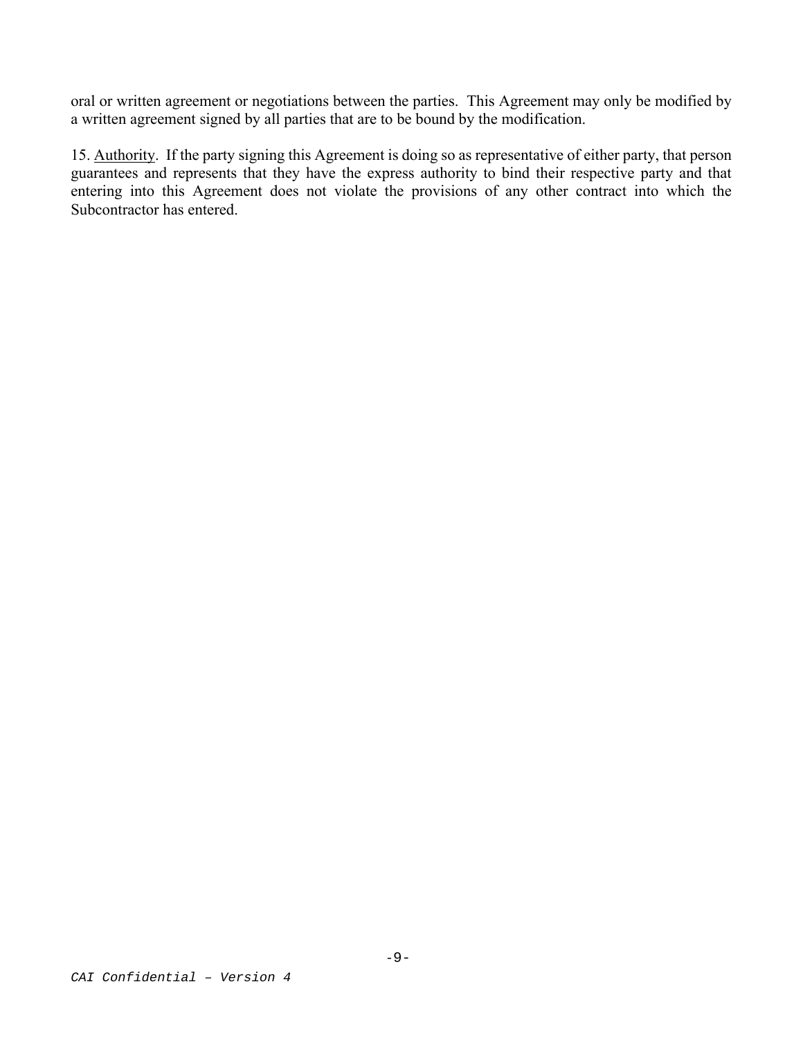oral or written agreement or negotiations between the parties. This Agreement may only be modified by a written agreement signed by all parties that are to be bound by the modification.

15. <u>Authority</u>. If the party signing this Agreement is doing so as representative of either party, that person guarantees and represents that they have the express authority to bind their respective party and that entering into this Agreement does not violate the provisions of any other contract into which the Subcontractor has entered.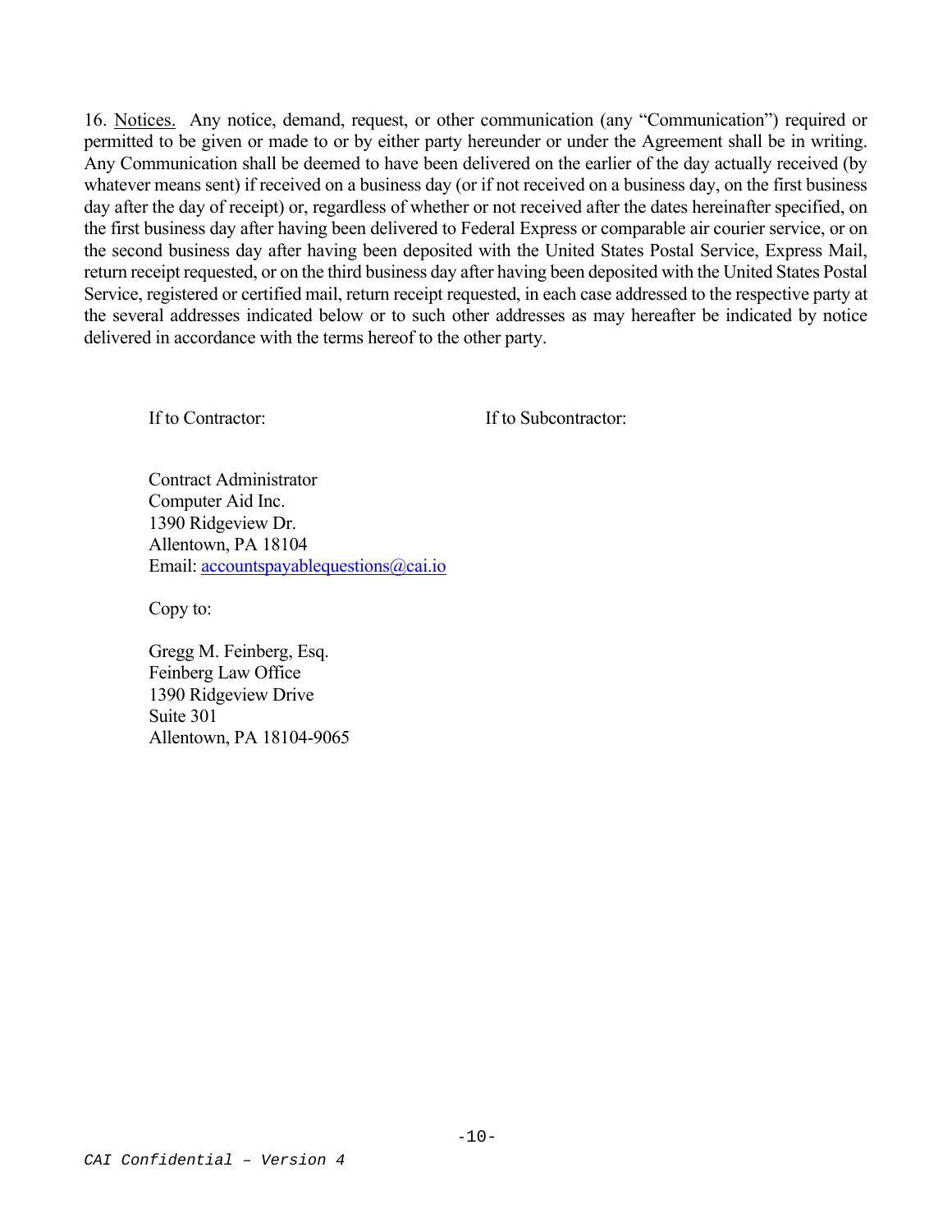16. <u>Notices.</u> Any notice, demand, request, or other communication (any "Communication") required or permitted to be given or made to or by either party hereunder or under the Agreement shall be in writing. Any Communication shall be deemed to have been delivered on the earlier of the day actually received (by whatever means sent) if received on a business day (or if not received on a business day, on the first business day after the day of receipt) or, regardless of whether or not received after the dates hereinafter specified, on the first business day after having been delivered to Federal Express or comparable air courier service, or on the second business day after having been deposited with the United States Postal Service, Express Mail, return receipt requested, or on the third business day after having been deposited with the United States Postal Service, registered or certified mail, return receipt requested, in each case addressed to the respective party at the several addresses indicated below or to such other addresses as may hereafter be indicated by notice delivered in accordance with the terms hereof to the other party.

If to Contractor:

Contract Administrator
Computer Aid Inc.
1390 Ridgeview Dr.
Allentown, PA 18104
Email: accountspayablequestions@cai.io

Copy to:

Gregg M. Feinberg, Esq.
Feinberg Law Office
1390 Ridgeview Drive
Suite 301
Allentown, PA 18104-9065

If to Subcontractor: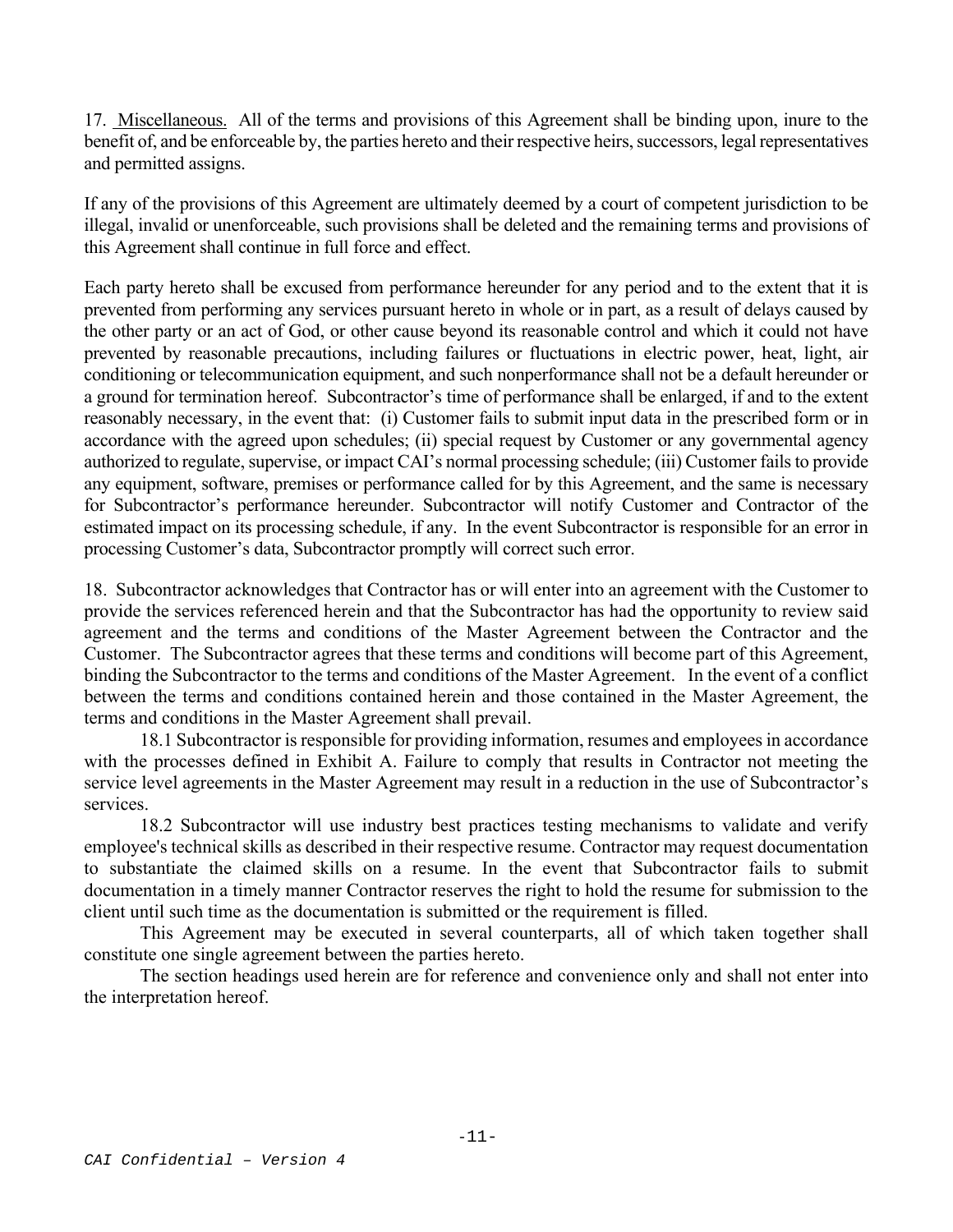17. <u>Miscellaneous.</u> All of the terms and provisions of this Agreement shall be binding upon, inure to the benefit of, and be enforceable by, the parties hereto and their respective heirs, successors, legal representatives and permitted assigns.

If any of the provisions of this Agreement are ultimately deemed by a court of competent jurisdiction to be illegal, invalid or unenforceable, such provisions shall be deleted and the remaining terms and provisions of this Agreement shall continue in full force and effect.

Each party hereto shall be excused from performance hereunder for any period and to the extent that it is prevented from performing any services pursuant hereto in whole or in part, as a result of delays caused by the other party or an act of God, or other cause beyond its reasonable control and which it could not have prevented by reasonable precautions, including failures or fluctuations in electric power, heat, light, air conditioning or telecommunication equipment, and such nonperformance shall not be a default hereunder or a ground for termination hereof. Subcontractor's time of performance shall be enlarged, if and to the extent reasonably necessary, in the event that: (i) Customer fails to submit input data in the prescribed form or in accordance with the agreed upon schedules; (ii) special request by Customer or any governmental agency authorized to regulate, supervise, or impact CAI's normal processing schedule; (iii) Customer fails to provide any equipment, software, premises or performance called for by this Agreement, and the same is necessary for Subcontractor's performance hereunder. Subcontractor will notify Customer and Contractor of the estimated impact on its processing schedule, if any. In the event Subcontractor is responsible for an error in processing Customer's data, Subcontractor promptly will correct such error.

18. Subcontractor acknowledges that Contractor has or will enter into an agreement with the Customer to provide the services referenced herein and that the Subcontractor has had the opportunity to review said agreement and the terms and conditions of the Master Agreement between the Contractor and the Customer. The Subcontractor agrees that these terms and conditions will become part of this Agreement, binding the Subcontractor to the terms and conditions of the Master Agreement. In the event of a conflict between the terms and conditions contained herein and those contained in the Master Agreement, the terms and conditions in the Master Agreement shall prevail.

18.1 Subcontractor is responsible for providing information, resumes and employees in accordance with the processes defined in Exhibit A. Failure to comply that results in Contractor not meeting the service level agreements in the Master Agreement may result in a reduction in the use of Subcontractor's services.

18.2 Subcontractor will use industry best practices testing mechanisms to validate and verify employee's technical skills as described in their respective resume. Contractor may request documentation to substantiate the claimed skills on a resume. In the event that Subcontractor fails to submit documentation in a timely manner Contractor reserves the right to hold the resume for submission to the client until such time as the documentation is submitted or the requirement is filled.

This Agreement may be executed in several counterparts, all of which taken together shall constitute one single agreement between the parties hereto.

The section headings used herein are for reference and convenience only and shall not enter into the interpretation hereof.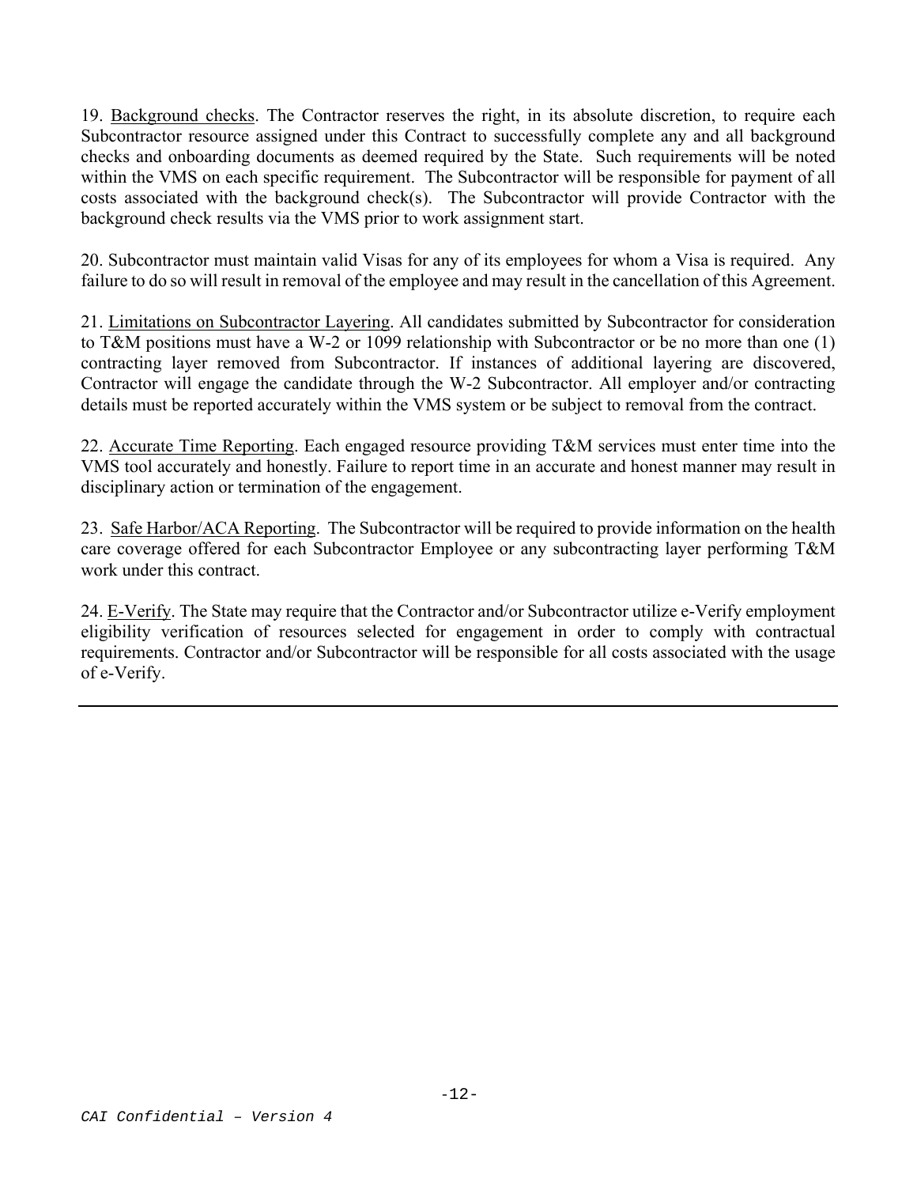19. Background checks. The Contractor reserves the right, in its absolute discretion, to require each Subcontractor resource assigned under this Contract to successfully complete any and all background checks and onboarding documents as deemed required by the State. Such requirements will be noted within the VMS on each specific requirement. The Subcontractor will be responsible for payment of all costs associated with the background check(s). The Subcontractor will provide Contractor with the background check results via the VMS prior to work assignment start.

20. Subcontractor must maintain valid Visas for any of its employees for whom a Visa is required. Any failure to do so will result in removal of the employee and may result in the cancellation of this Agreement.

21. Limitations on Subcontractor Layering. All candidates submitted by Subcontractor for consideration to T&M positions must have a W-2 or 1099 relationship with Subcontractor or be no more than one (1) contracting layer removed from Subcontractor. If instances of additional layering are discovered, Contractor will engage the candidate through the W-2 Subcontractor. All employer and/or contracting details must be reported accurately within the VMS system or be subject to removal from the contract.

22. Accurate Time Reporting. Each engaged resource providing T&M services must enter time into the VMS tool accurately and honestly. Failure to report time in an accurate and honest manner may result in disciplinary action or termination of the engagement.

23. Safe Harbor/ACA Reporting. The Subcontractor will be required to provide information on the health care coverage offered for each Subcontractor Employee or any subcontracting layer performing T&M work under this contract.

24. E-Verify. The State may require that the Contractor and/or Subcontractor utilize e-Verify employment eligibility verification of resources selected for engagement in order to comply with contractual requirements. Contractor and/or Subcontractor will be responsible for all costs associated with the usage of e-Verify.

---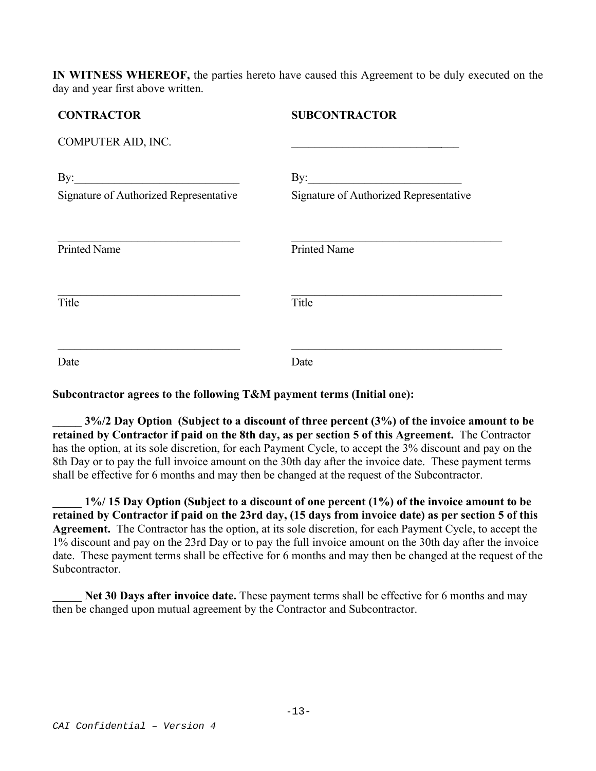**IN WITNESS WHEREOF,** the parties hereto have caused this Agreement to be duly executed on the day and year first above written.

| **CONTRACTOR** | **SUBCONTRACTOR** |
|---|---|
| COMPUTER AID, INC. | ___________________________ |
| By:____________________________ | By:___________________________ |
| Signature of Authorized Representative | Signature of Authorized Representative |
| ________________________________ | ______________________________________ |
| Printed Name | Printed Name |
| ________________________________ | ______________________________________ |
| Title | Title |
| ________________________________ | ______________________________________ |
| Date | Date |

**Subcontractor agrees to the following T&M payment terms (Initial one):**

**_____ 3%/2 Day Option (Subject to a discount of three percent (3%) of the invoice amount to be retained by Contractor if paid on the 8th day, as per section 5 of this Agreement.** The Contractor has the option, at its sole discretion, for each Payment Cycle, to accept the 3% discount and pay on the 8th Day or to pay the full invoice amount on the 30th day after the invoice date. These payment terms shall be effective for 6 months and may then be changed at the request of the Subcontractor.

**_____ 1%/ 15 Day Option (Subject to a discount of one percent (1%) of the invoice amount to be retained by Contractor if paid on the 23rd day, (15 days from invoice date) as per section 5 of this Agreement.** The Contractor has the option, at its sole discretion, for each Payment Cycle, to accept the 1% discount and pay on the 23rd Day or to pay the full invoice amount on the 30th day after the invoice date. These payment terms shall be effective for 6 months and may then be changed at the request of the Subcontractor.

**_____ Net 30 Days after invoice date.** These payment terms shall be effective for 6 months and may then be changed upon mutual agreement by the Contractor and Subcontractor.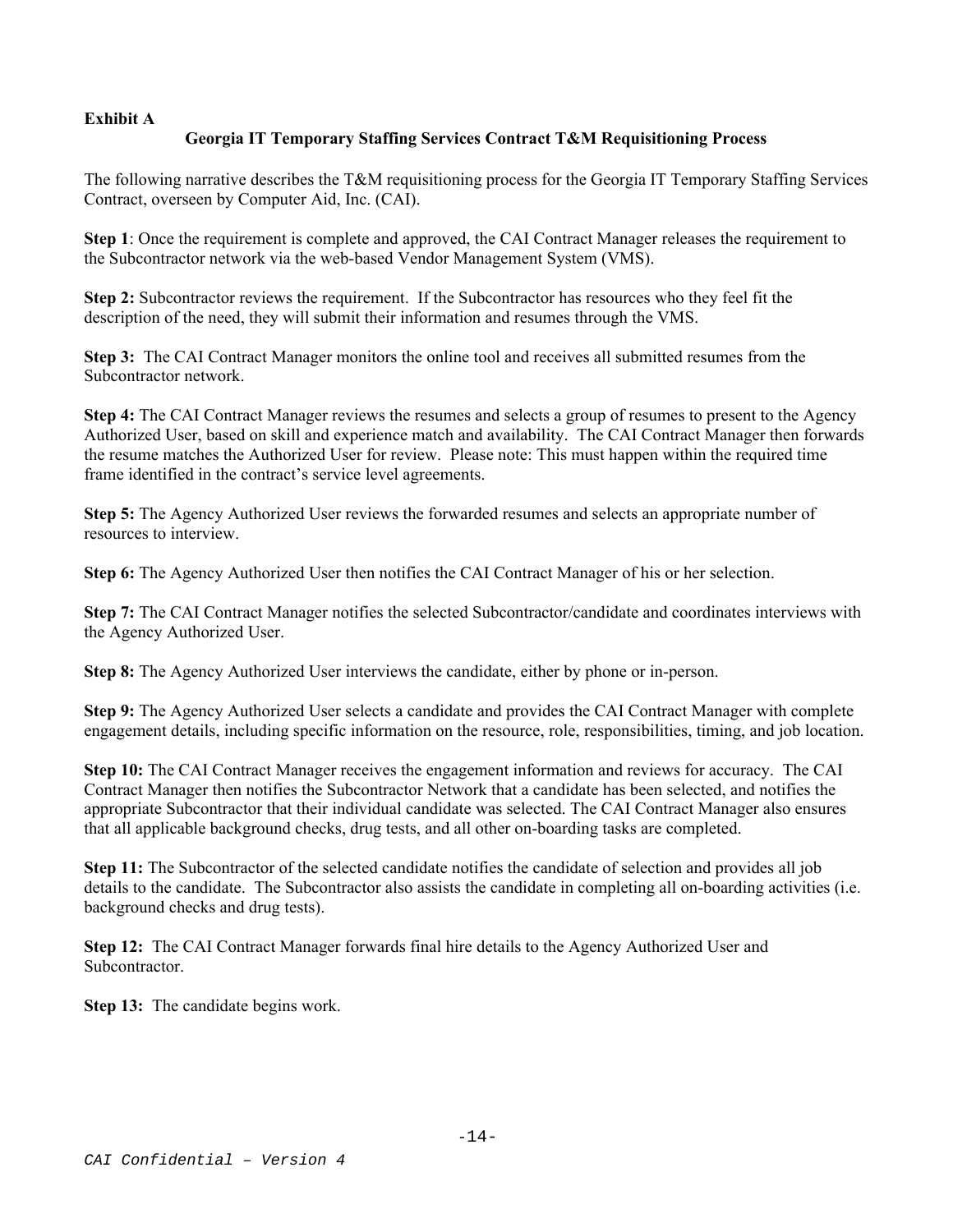**Exhibit A**

## Georgia IT Temporary Staffing Services Contract T&M Requisitioning Process

The following narrative describes the T&M requisitioning process for the Georgia IT Temporary Staffing Services Contract, overseen by Computer Aid, Inc. (CAI).

**Step 1**: Once the requirement is complete and approved, the CAI Contract Manager releases the requirement to the Subcontractor network via the web-based Vendor Management System (VMS).

**Step 2:** Subcontractor reviews the requirement. If the Subcontractor has resources who they feel fit the description of the need, they will submit their information and resumes through the VMS.

**Step 3:** The CAI Contract Manager monitors the online tool and receives all submitted resumes from the Subcontractor network.

**Step 4:** The CAI Contract Manager reviews the resumes and selects a group of resumes to present to the Agency Authorized User, based on skill and experience match and availability. The CAI Contract Manager then forwards the resume matches the Authorized User for review. Please note: This must happen within the required time frame identified in the contract's service level agreements.

**Step 5:** The Agency Authorized User reviews the forwarded resumes and selects an appropriate number of resources to interview.

**Step 6:** The Agency Authorized User then notifies the CAI Contract Manager of his or her selection.

**Step 7:** The CAI Contract Manager notifies the selected Subcontractor/candidate and coordinates interviews with the Agency Authorized User.

**Step 8:** The Agency Authorized User interviews the candidate, either by phone or in-person.

**Step 9:** The Agency Authorized User selects a candidate and provides the CAI Contract Manager with complete engagement details, including specific information on the resource, role, responsibilities, timing, and job location.

**Step 10:** The CAI Contract Manager receives the engagement information and reviews for accuracy. The CAI Contract Manager then notifies the Subcontractor Network that a candidate has been selected, and notifies the appropriate Subcontractor that their individual candidate was selected. The CAI Contract Manager also ensures that all applicable background checks, drug tests, and all other on-boarding tasks are completed.

**Step 11:** The Subcontractor of the selected candidate notifies the candidate of selection and provides all job details to the candidate. The Subcontractor also assists the candidate in completing all on-boarding activities (i.e. background checks and drug tests).

**Step 12:** The CAI Contract Manager forwards final hire details to the Agency Authorized User and Subcontractor.

**Step 13:** The candidate begins work.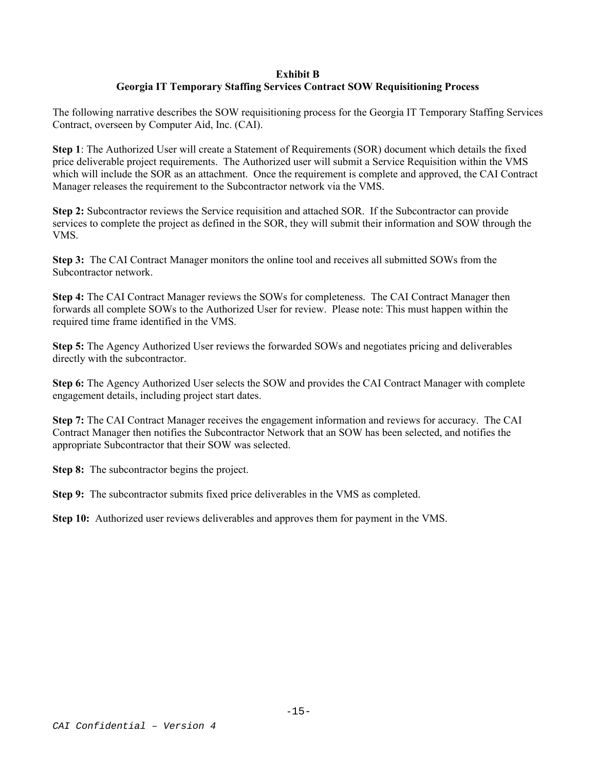**Exhibit B**
**Georgia IT Temporary Staffing Services Contract SOW Requisitioning Process**

The following narrative describes the SOW requisitioning process for the Georgia IT Temporary Staffing Services Contract, overseen by Computer Aid, Inc. (CAI).

**Step 1**: The Authorized User will create a Statement of Requirements (SOR) document which details the fixed price deliverable project requirements. The Authorized user will submit a Service Requisition within the VMS which will include the SOR as an attachment. Once the requirement is complete and approved, the CAI Contract Manager releases the requirement to the Subcontractor network via the VMS.

**Step 2:** Subcontractor reviews the Service requisition and attached SOR. If the Subcontractor can provide services to complete the project as defined in the SOR, they will submit their information and SOW through the VMS.

**Step 3:** The CAI Contract Manager monitors the online tool and receives all submitted SOWs from the Subcontractor network.

**Step 4:** The CAI Contract Manager reviews the SOWs for completeness. The CAI Contract Manager then forwards all complete SOWs to the Authorized User for review. Please note: This must happen within the required time frame identified in the VMS.

**Step 5:** The Agency Authorized User reviews the forwarded SOWs and negotiates pricing and deliverables directly with the subcontractor.

**Step 6:** The Agency Authorized User selects the SOW and provides the CAI Contract Manager with complete engagement details, including project start dates.

**Step 7:** The CAI Contract Manager receives the engagement information and reviews for accuracy. The CAI Contract Manager then notifies the Subcontractor Network that an SOW has been selected, and notifies the appropriate Subcontractor that their SOW was selected.

**Step 8:** The subcontractor begins the project.

**Step 9:** The subcontractor submits fixed price deliverables in the VMS as completed.

**Step 10:** Authorized user reviews deliverables and approves them for payment in the VMS.